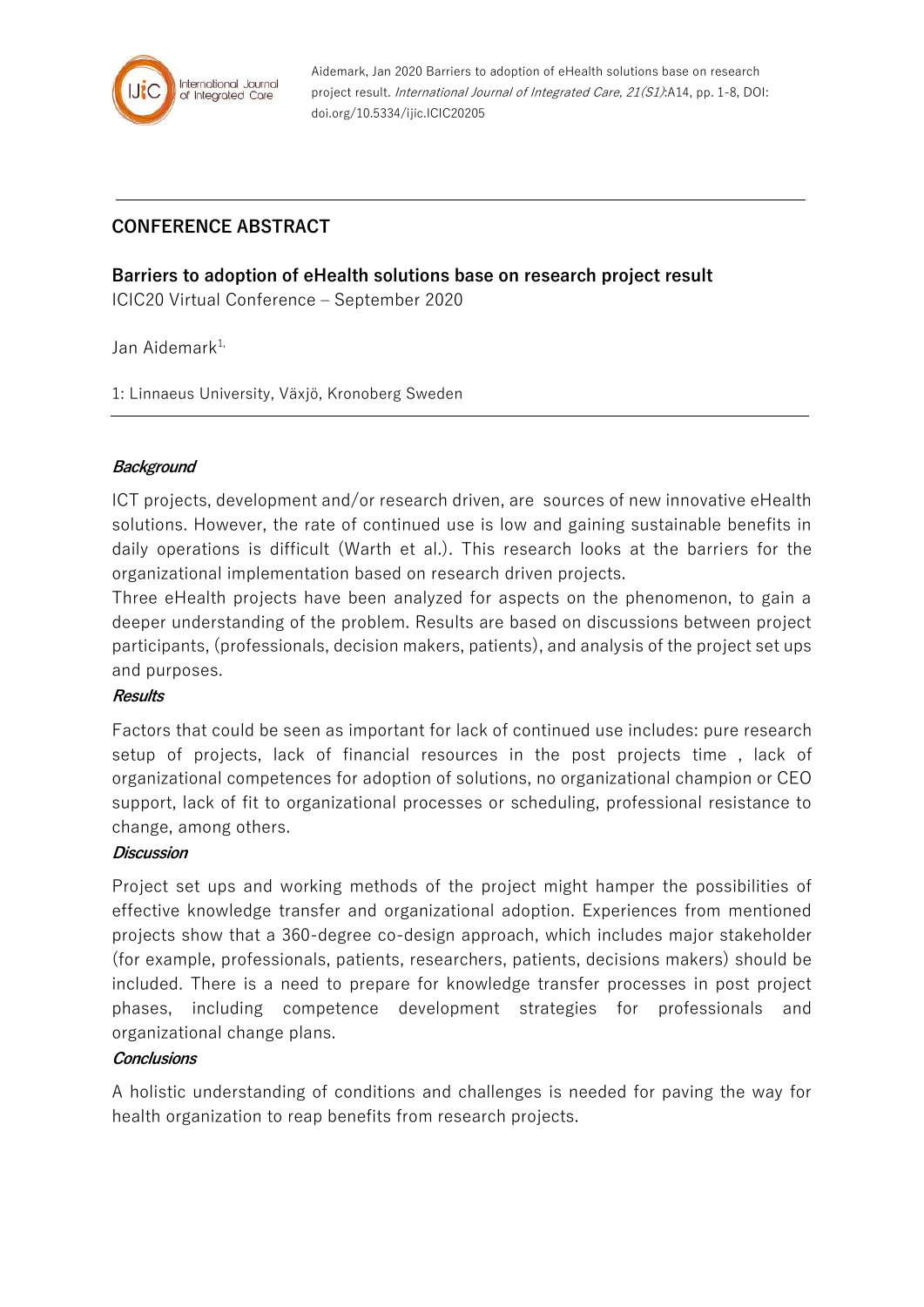Aidemark, Jan 2020 Barriers to adoption of eHealth solutions base on research project result. *International Journal of Integrated Care, 21(S1)*:A14, pp. 1-8, DOI: doi.org/10.5334/ijic.ICIC20205

## CONFERENCE ABSTRACT

# Barriers to adoption of eHealth solutions base on research project result

ICIC20 Virtual Conference – September 2020

Jan Aidemark[1,]

1: Linnaeus University, Växjö, Kronoberg Sweden

### *Background*

ICT projects, development and/or research driven, are sources of new innovative eHealth solutions. However, the rate of continued use is low and gaining sustainable benefits in daily operations is difficult (Warth et al.). This research looks at the barriers for the organizational implementation based on research driven projects.

Three eHealth projects have been analyzed for aspects on the phenomenon, to gain a deeper understanding of the problem. Results are based on discussions between project participants, (professionals, decision makers, patients), and analysis of the project set ups and purposes.

### *Results*

Factors that could be seen as important for lack of continued use includes: pure research setup of projects, lack of financial resources in the post projects time , lack of organizational competences for adoption of solutions, no organizational champion or CEO support, lack of fit to organizational processes or scheduling, professional resistance to change, among others.

### *Discussion*

Project set ups and working methods of the project might hamper the possibilities of effective knowledge transfer and organizational adoption. Experiences from mentioned projects show that a 360-degree co-design approach, which includes major stakeholder (for example, professionals, patients, researchers, patients, decisions makers) should be included. There is a need to prepare for knowledge transfer processes in post project phases, including competence development strategies for professionals and organizational change plans.

### *Conclusions*

A holistic understanding of conditions and challenges is needed for paving the way for health organization to reap benefits from research projects.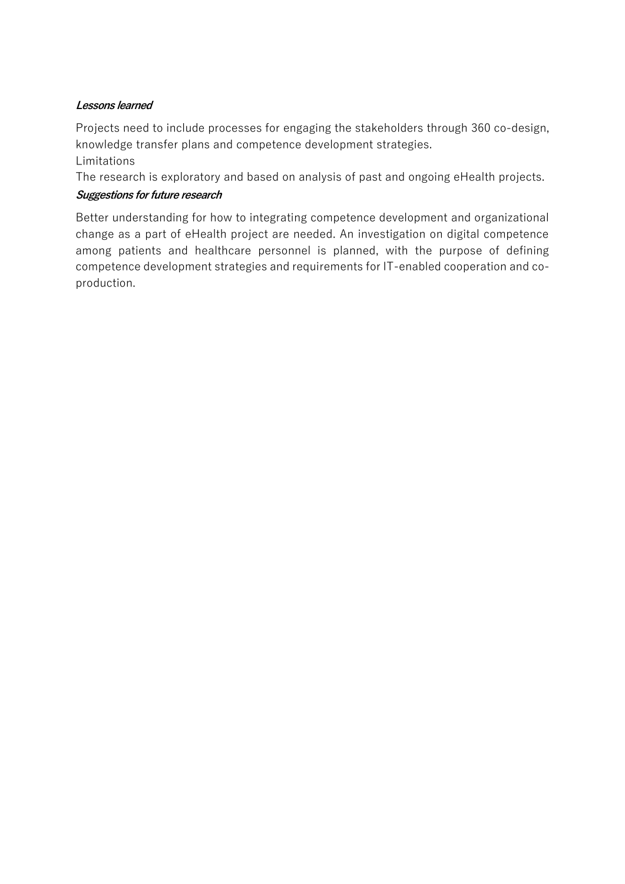***Lessons learned***

Projects need to include processes for engaging the stakeholders through 360 co-design, knowledge transfer plans and competence development strategies.

Limitations

The research is exploratory and based on analysis of past and ongoing eHealth projects.

***Suggestions for future research***

Better understanding for how to integrating competence development and organizational change as a part of eHealth project are needed. An investigation on digital competence among patients and healthcare personnel is planned, with the purpose of defining competence development strategies and requirements for IT-enabled cooperation and co-production.